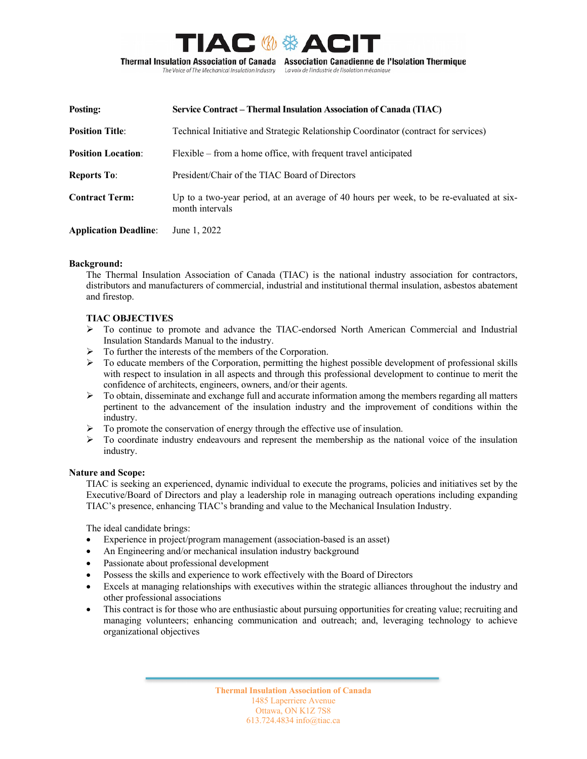# TIAC ACIT

**Thermal Insulation Association of Canada** | **Association Canadienne de l'Isolation Thermique**

*The Voice of The Mechanical Insulation Industry* | *La voix de l'industrie de l'isolation mécanique*

| | |
|---|---|
| **Posting:** | **Service Contract – Thermal Insulation Association of Canada (TIAC)** |
| **Position Title**: | Technical Initiative and Strategic Relationship Coordinator (contract for services) |
| **Position Location**: | Flexible – from a home office, with frequent travel anticipated |
| **Reports To**: | President/Chair of the TIAC Board of Directors |
| **Contract Term:** | Up to a two-year period, at an average of 40 hours per week, to be re-evaluated at six-month intervals |
| **Application Deadline**: | June 1, 2022 |

**Background:**

The Thermal Insulation Association of Canada (TIAC) is the national industry association for contractors, distributors and manufacturers of commercial, industrial and institutional thermal insulation, asbestos abatement and firestop.

**TIAC OBJECTIVES**

- To continue to promote and advance the TIAC-endorsed North American Commercial and Industrial Insulation Standards Manual to the industry.
- To further the interests of the members of the Corporation.
- To educate members of the Corporation, permitting the highest possible development of professional skills with respect to insulation in all aspects and through this professional development to continue to merit the confidence of architects, engineers, owners, and/or their agents.
- To obtain, disseminate and exchange full and accurate information among the members regarding all matters pertinent to the advancement of the insulation industry and the improvement of conditions within the industry.
- To promote the conservation of energy through the effective use of insulation.
- To coordinate industry endeavours and represent the membership as the national voice of the insulation industry.

**Nature and Scope:**

TIAC is seeking an experienced, dynamic individual to execute the programs, policies and initiatives set by the Executive/Board of Directors and play a leadership role in managing outreach operations including expanding TIAC's presence, enhancing TIAC's branding and value to the Mechanical Insulation Industry.

The ideal candidate brings:

- Experience in project/program management (association-based is an asset)
- An Engineering and/or mechanical insulation industry background
- Passionate about professional development
- Possess the skills and experience to work effectively with the Board of Directors
- Excels at managing relationships with executives within the strategic alliances throughout the industry and other professional associations
- This contract is for those who are enthusiastic about pursuing opportunities for creating value; recruiting and managing volunteers; enhancing communication and outreach; and, leveraging technology to achieve organizational objectives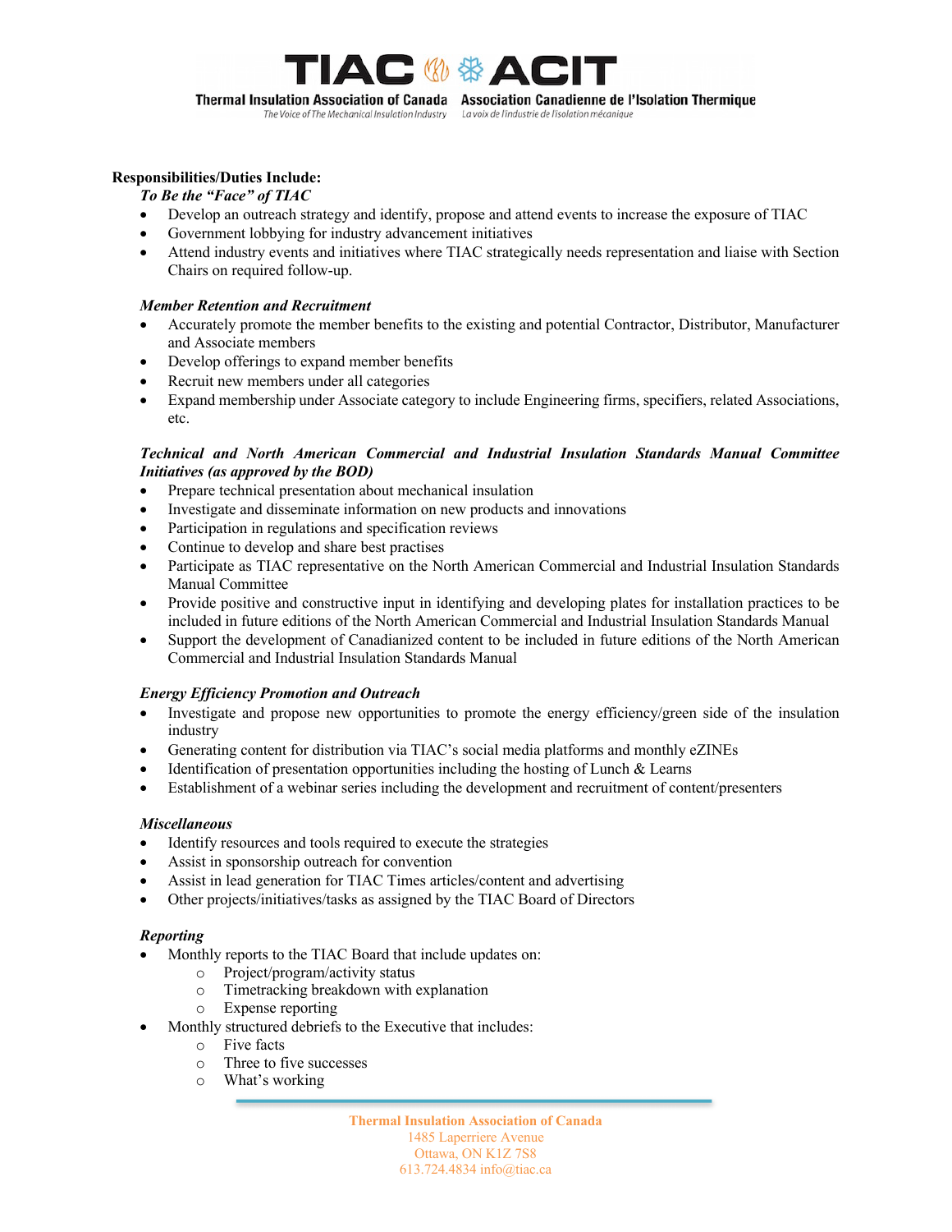**Responsibilities/Duties Include:**

***To Be the "Face" of TIAC***

- Develop an outreach strategy and identify, propose and attend events to increase the exposure of TIAC
- Government lobbying for industry advancement initiatives
- Attend industry events and initiatives where TIAC strategically needs representation and liaise with Section Chairs on required follow-up.

***Member Retention and Recruitment***

- Accurately promote the member benefits to the existing and potential Contractor, Distributor, Manufacturer and Associate members
- Develop offerings to expand member benefits
- Recruit new members under all categories
- Expand membership under Associate category to include Engineering firms, specifiers, related Associations, etc.

***Technical and North American Commercial and Industrial Insulation Standards Manual Committee Initiatives (as approved by the BOD)***

- Prepare technical presentation about mechanical insulation
- Investigate and disseminate information on new products and innovations
- Participation in regulations and specification reviews
- Continue to develop and share best practises
- Participate as TIAC representative on the North American Commercial and Industrial Insulation Standards Manual Committee
- Provide positive and constructive input in identifying and developing plates for installation practices to be included in future editions of the North American Commercial and Industrial Insulation Standards Manual
- Support the development of Canadianized content to be included in future editions of the North American Commercial and Industrial Insulation Standards Manual

***Energy Efficiency Promotion and Outreach***

- Investigate and propose new opportunities to promote the energy efficiency/green side of the insulation industry
- Generating content for distribution via TIAC's social media platforms and monthly eZINEs
- Identification of presentation opportunities including the hosting of Lunch & Learns
- Establishment of a webinar series including the development and recruitment of content/presenters

***Miscellaneous***

- Identify resources and tools required to execute the strategies
- Assist in sponsorship outreach for convention
- Assist in lead generation for TIAC Times articles/content and advertising
- Other projects/initiatives/tasks as assigned by the TIAC Board of Directors

***Reporting***

- Monthly reports to the TIAC Board that include updates on:
  - Project/program/activity status
  - Timetracking breakdown with explanation
  - Expense reporting
- Monthly structured debriefs to the Executive that includes:
  - Five facts
  - Three to five successes
  - What's working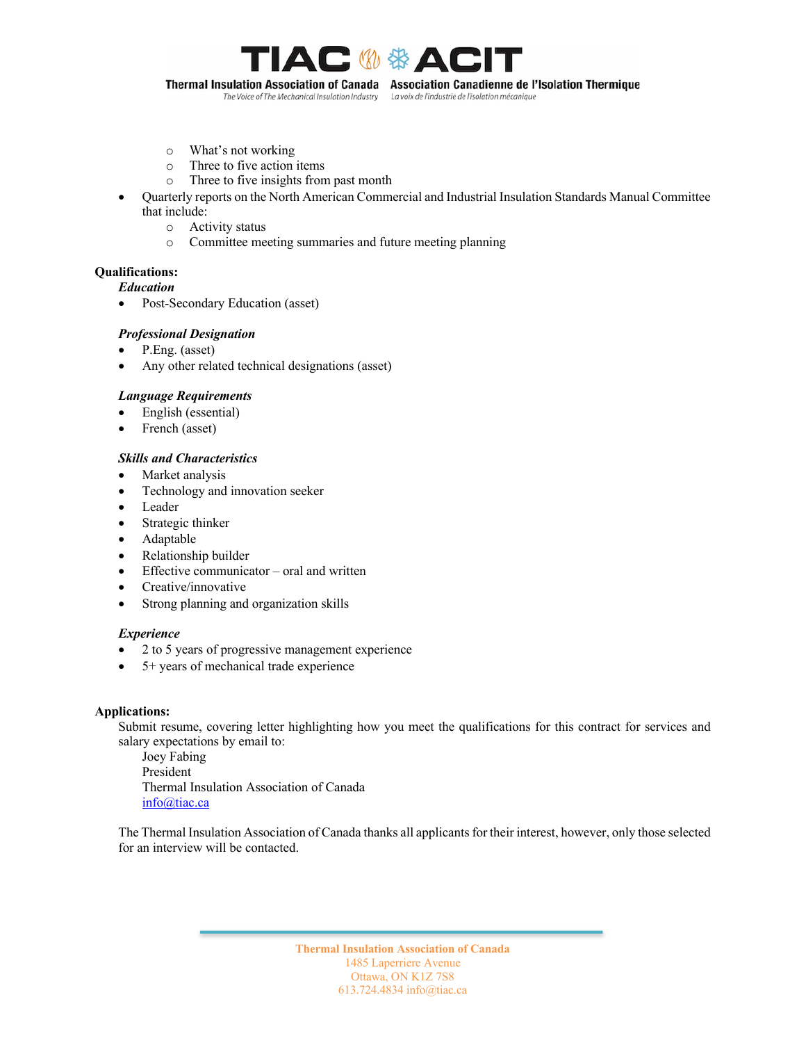- What's not working
- Three to five action items
- Three to five insights from past month

- Quarterly reports on the North American Commercial and Industrial Insulation Standards Manual Committee that include:
  - Activity status
  - Committee meeting summaries and future meeting planning

**Qualifications:**

***Education***

- Post-Secondary Education (asset)

***Professional Designation***

- P.Eng. (asset)
- Any other related technical designations (asset)

***Language Requirements***

- English (essential)
- French (asset)

***Skills and Characteristics***

- Market analysis
- Technology and innovation seeker
- Leader
- Strategic thinker
- Adaptable
- Relationship builder
- Effective communicator – oral and written
- Creative/innovative
- Strong planning and organization skills

***Experience***

- 2 to 5 years of progressive management experience
- 5+ years of mechanical trade experience

**Applications:**

Submit resume, covering letter highlighting how you meet the qualifications for this contract for services and salary expectations by email to:

Joey Fabing
President
Thermal Insulation Association of Canada
info@tiac.ca

The Thermal Insulation Association of Canada thanks all applicants for their interest, however, only those selected for an interview will be contacted.